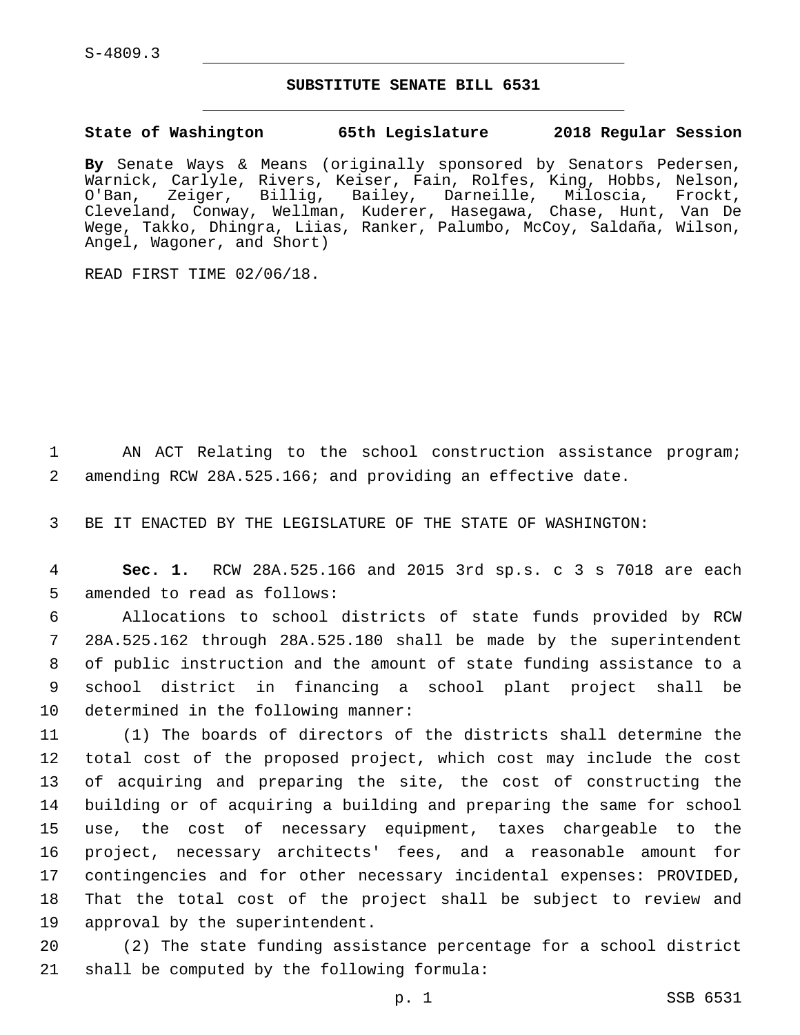S-4809.3

# SUBSTITUTE SENATE BILL 6531

**State of Washington 65th Legislature 2018 Regular Session**

**By** Senate Ways & Means (originally sponsored by Senators Pedersen, Warnick, Carlyle, Rivers, Keiser, Fain, Rolfes, King, Hobbs, Nelson, O'Ban, Zeiger, Billig, Bailey, Darneille, Miloscia, Frockt, Cleveland, Conway, Wellman, Kuderer, Hasegawa, Chase, Hunt, Van De Wege, Takko, Dhingra, Liias, Ranker, Palumbo, McCoy, Saldaña, Wilson, Angel, Wagoner, and Short)

READ FIRST TIME 02/06/18.

AN ACT Relating to the school construction assistance program; amending RCW 28A.525.166; and providing an effective date.

BE IT ENACTED BY THE LEGISLATURE OF THE STATE OF WASHINGTON:

**Sec. 1.** RCW 28A.525.166 and 2015 3rd sp.s. c 3 s 7018 are each amended to read as follows:

Allocations to school districts of state funds provided by RCW 28A.525.162 through 28A.525.180 shall be made by the superintendent of public instruction and the amount of state funding assistance to a school district in financing a school plant project shall be determined in the following manner:

(1) The boards of directors of the districts shall determine the total cost of the proposed project, which cost may include the cost of acquiring and preparing the site, the cost of constructing the building or of acquiring a building and preparing the same for school use, the cost of necessary equipment, taxes chargeable to the project, necessary architects' fees, and a reasonable amount for contingencies and for other necessary incidental expenses: PROVIDED, That the total cost of the project shall be subject to review and approval by the superintendent.

(2) The state funding assistance percentage for a school district shall be computed by the following formula: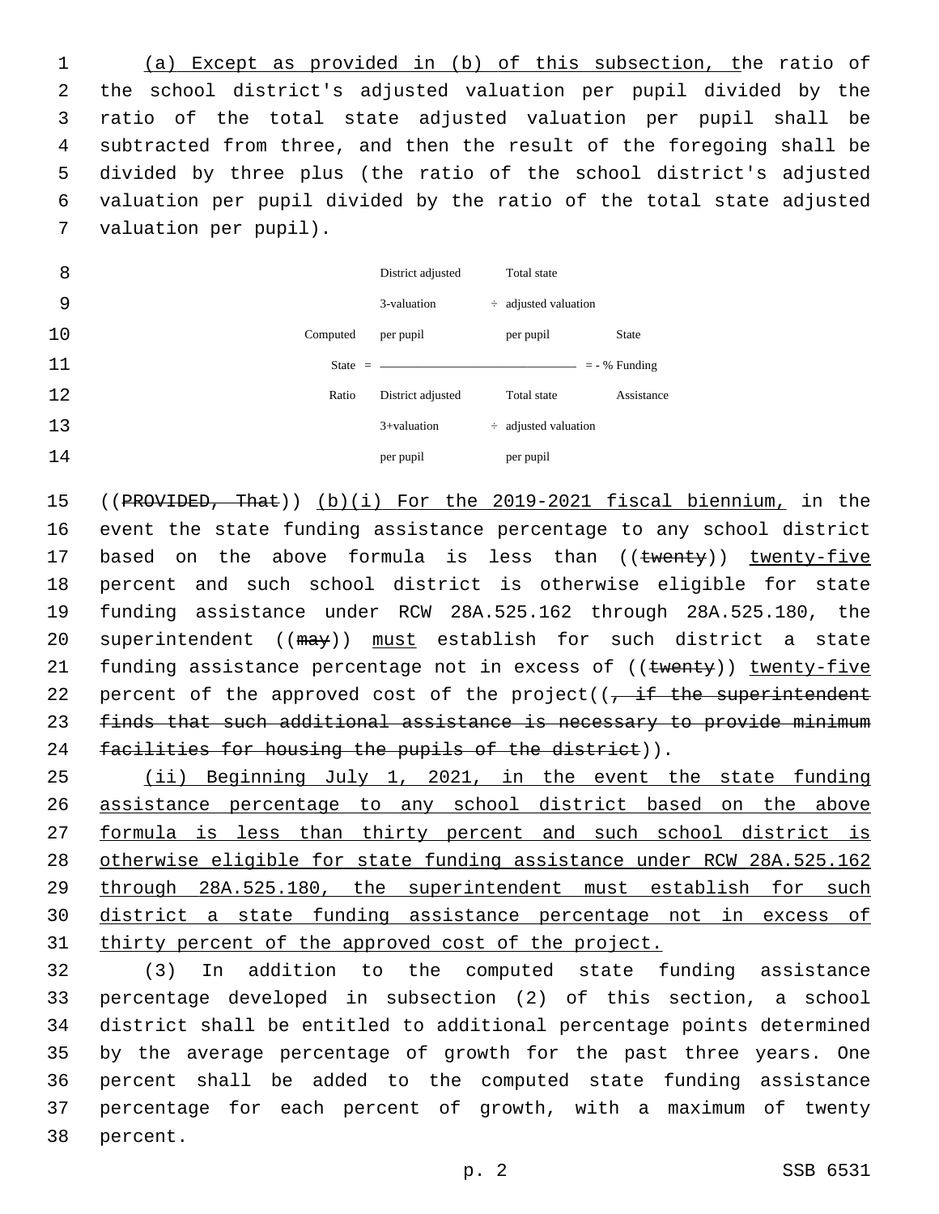<u>(a) Except as provided in (b) of this subsection, t</u>he ratio of the school district's adjusted valuation per pupil divided by the ratio of the total state adjusted valuation per pupil shall be subtracted from three, and then the result of the foregoing shall be divided by three plus (the ratio of the school district's adjusted valuation per pupil divided by the ratio of the total state adjusted valuation per pupil).

$$\text{Computed State Ratio} = \frac{3 - \dfrac{\text{District adjusted valuation per pupil}}{\text{Total state adjusted valuation per pupil}}}{3 + \dfrac{\text{District adjusted valuation per pupil}}{\text{Total state adjusted valuation per pupil}}} = \text{\% State Funding Assistance}$$

((~~PROVIDED, That~~)) <u>(b)(i) For the 2019-2021 fiscal biennium,</u> in the event the state funding assistance percentage to any school district based on the above formula is less than ((~~twenty~~)) <u>twenty-five</u> percent and such school district is otherwise eligible for state funding assistance under RCW 28A.525.162 through 28A.525.180, the superintendent ((~~may~~)) <u>must</u> establish for such district a state funding assistance percentage not in excess of ((~~twenty~~)) <u>twenty-five</u> percent of the approved cost of the project((~~, if the superintendent finds that such additional assistance is necessary to provide minimum facilities for housing the pupils of the district~~)).

<u>(ii) Beginning July 1, 2021, in the event the state funding assistance percentage to any school district based on the above formula is less than thirty percent and such school district is otherwise eligible for state funding assistance under RCW 28A.525.162 through 28A.525.180, the superintendent must establish for such district a state funding assistance percentage not in excess of thirty percent of the approved cost of the project.</u>

(3) In addition to the computed state funding assistance percentage developed in subsection (2) of this section, a school district shall be entitled to additional percentage points determined by the average percentage of growth for the past three years. One percent shall be added to the computed state funding assistance percentage for each percent of growth, with a maximum of twenty percent.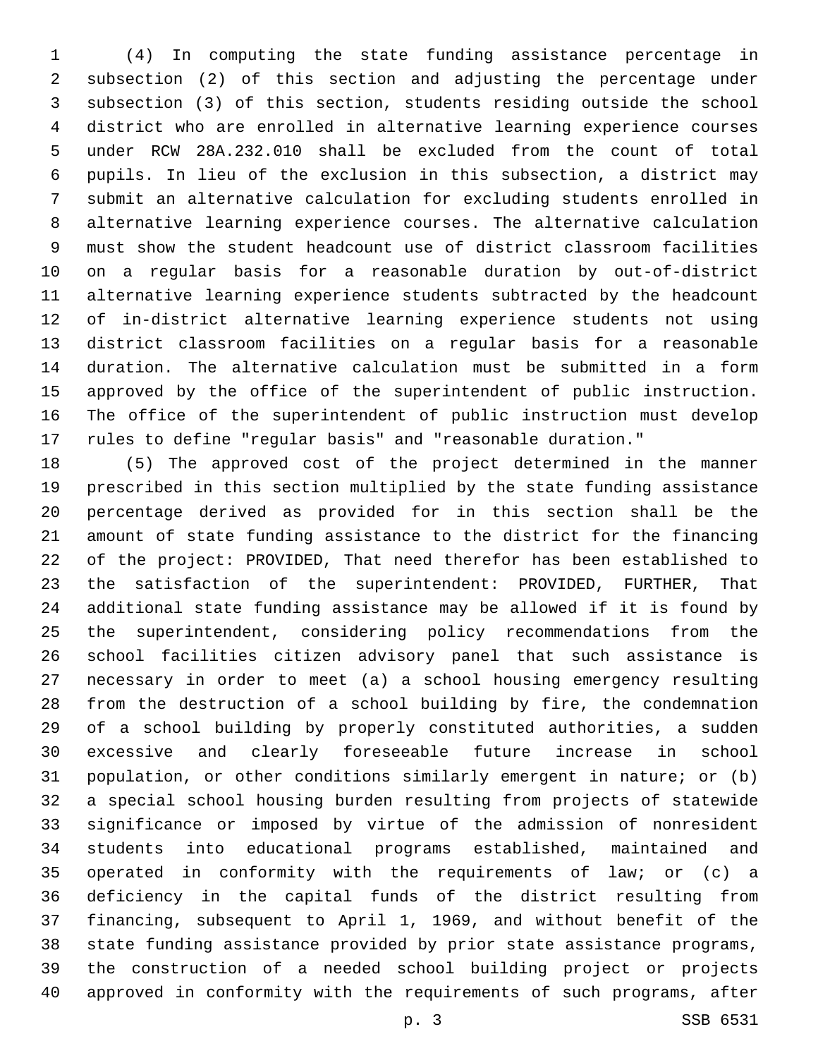(4) In computing the state funding assistance percentage in subsection (2) of this section and adjusting the percentage under subsection (3) of this section, students residing outside the school district who are enrolled in alternative learning experience courses under RCW 28A.232.010 shall be excluded from the count of total pupils. In lieu of the exclusion in this subsection, a district may submit an alternative calculation for excluding students enrolled in alternative learning experience courses. The alternative calculation must show the student headcount use of district classroom facilities on a regular basis for a reasonable duration by out-of-district alternative learning experience students subtracted by the headcount of in-district alternative learning experience students not using district classroom facilities on a regular basis for a reasonable duration. The alternative calculation must be submitted in a form approved by the office of the superintendent of public instruction. The office of the superintendent of public instruction must develop rules to define "regular basis" and "reasonable duration."

(5) The approved cost of the project determined in the manner prescribed in this section multiplied by the state funding assistance percentage derived as provided for in this section shall be the amount of state funding assistance to the district for the financing of the project: PROVIDED, That need therefor has been established to the satisfaction of the superintendent: PROVIDED, FURTHER, That additional state funding assistance may be allowed if it is found by the superintendent, considering policy recommendations from the school facilities citizen advisory panel that such assistance is necessary in order to meet (a) a school housing emergency resulting from the destruction of a school building by fire, the condemnation of a school building by properly constituted authorities, a sudden excessive and clearly foreseeable future increase in school population, or other conditions similarly emergent in nature; or (b) a special school housing burden resulting from projects of statewide significance or imposed by virtue of the admission of nonresident students into educational programs established, maintained and operated in conformity with the requirements of law; or (c) a deficiency in the capital funds of the district resulting from financing, subsequent to April 1, 1969, and without benefit of the state funding assistance provided by prior state assistance programs, the construction of a needed school building project or projects approved in conformity with the requirements of such programs, after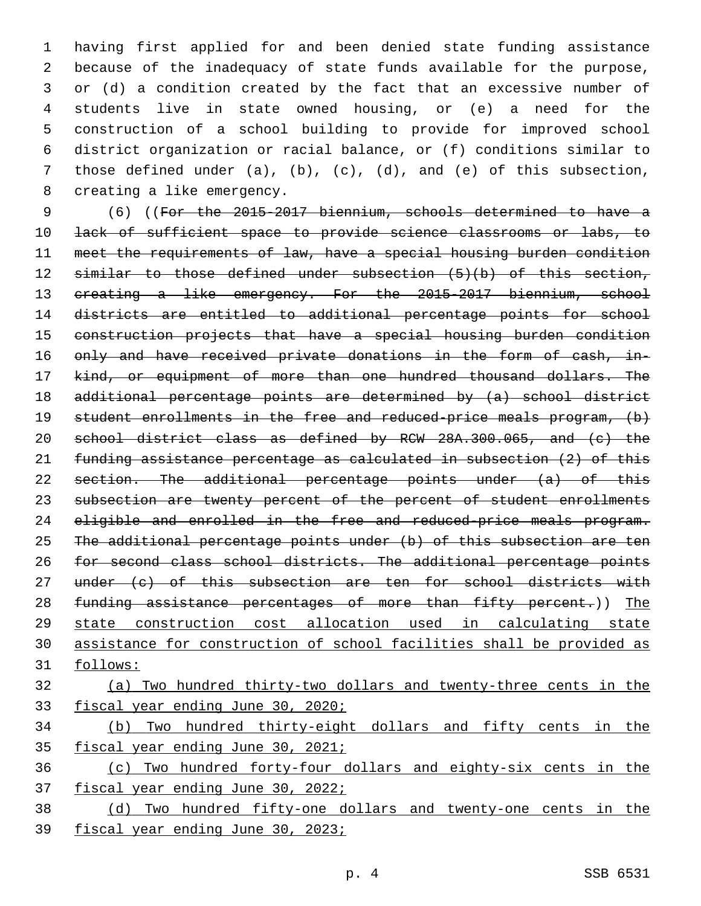having first applied for and been denied state funding assistance because of the inadequacy of state funds available for the purpose, or (d) a condition created by the fact that an excessive number of students live in state owned housing, or (e) a need for the construction of a school building to provide for improved school district organization or racial balance, or (f) conditions similar to those defined under (a), (b), (c), (d), and (e) of this subsection, creating a like emergency.

(6) ((~~For the 2015-2017 biennium, schools determined to have a lack of sufficient space to provide science classrooms or labs, to meet the requirements of law, have a special housing burden condition similar to those defined under subsection (5)(b) of this section, creating a like emergency. For the 2015-2017 biennium, school districts are entitled to additional percentage points for school construction projects that have a special housing burden condition only and have received private donations in the form of cash, in-kind, or equipment of more than one hundred thousand dollars. The additional percentage points are determined by (a) school district student enrollments in the free and reduced-price meals program, (b) school district class as defined by RCW 28A.300.065, and (c) the funding assistance percentage as calculated in subsection (2) of this section. The additional percentage points under (a) of this subsection are twenty percent of the percent of student enrollments eligible and enrolled in the free and reduced-price meals program. The additional percentage points under (b) of this subsection are ten for second class school districts. The additional percentage points under (c) of this subsection are ten for school districts with funding assistance percentages of more than fifty percent.~~)) <u>The state construction cost allocation used in calculating state assistance for construction of school facilities shall be provided as follows:</u>

<u>(a) Two hundred thirty-two dollars and twenty-three cents in the fiscal year ending June 30, 2020;</u>

<u>(b) Two hundred thirty-eight dollars and fifty cents in the fiscal year ending June 30, 2021;</u>

<u>(c) Two hundred forty-four dollars and eighty-six cents in the fiscal year ending June 30, 2022;</u>

<u>(d) Two hundred fifty-one dollars and twenty-one cents in the fiscal year ending June 30, 2023;</u>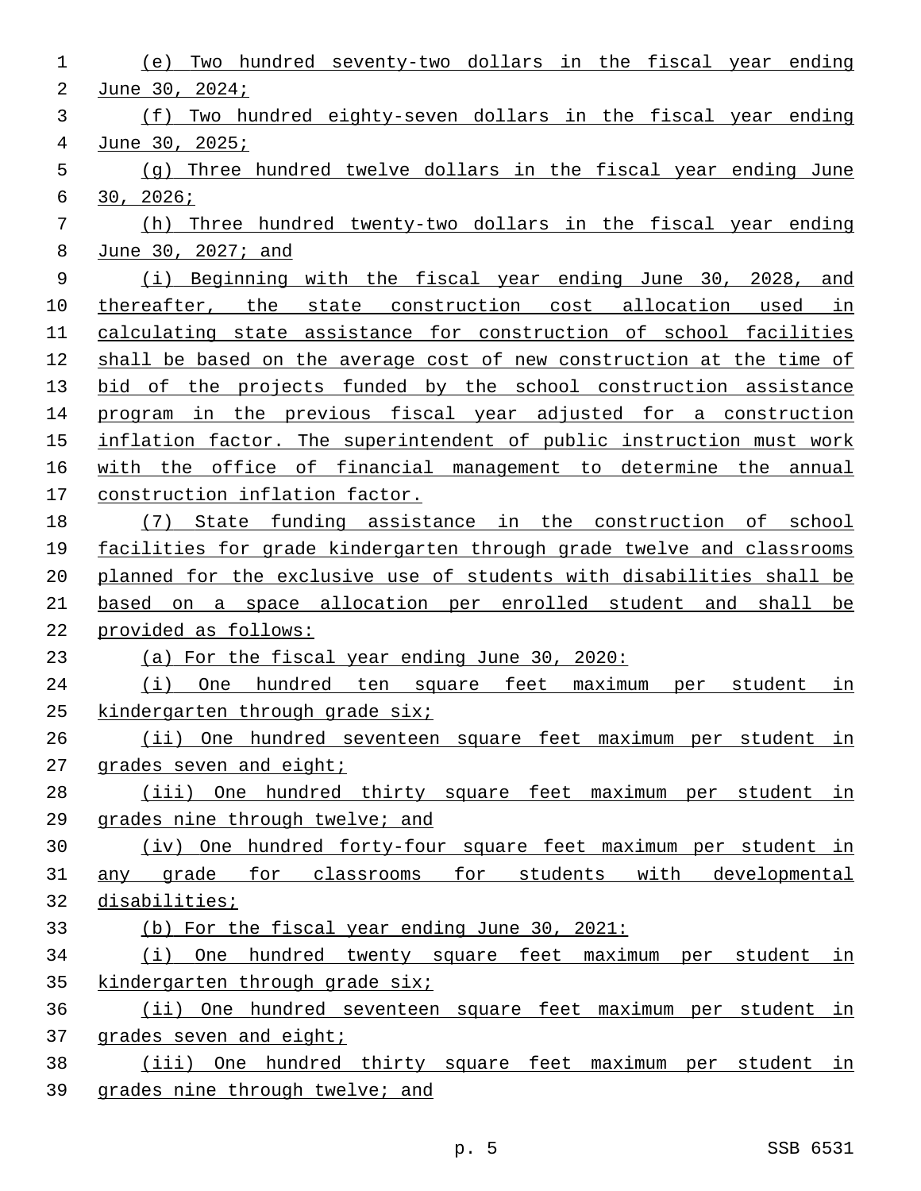(e) Two hundred seventy-two dollars in the fiscal year ending June 30, 2024;

(f) Two hundred eighty-seven dollars in the fiscal year ending June 30, 2025;

(g) Three hundred twelve dollars in the fiscal year ending June 30, 2026;

(h) Three hundred twenty-two dollars in the fiscal year ending June 30, 2027; and

(i) Beginning with the fiscal year ending June 30, 2028, and thereafter, the state construction cost allocation used in calculating state assistance for construction of school facilities shall be based on the average cost of new construction at the time of bid of the projects funded by the school construction assistance program in the previous fiscal year adjusted for a construction inflation factor. The superintendent of public instruction must work with the office of financial management to determine the annual construction inflation factor.

(7) State funding assistance in the construction of school facilities for grade kindergarten through grade twelve and classrooms planned for the exclusive use of students with disabilities shall be based on a space allocation per enrolled student and shall be provided as follows:

(a) For the fiscal year ending June 30, 2020:

(i) One hundred ten square feet maximum per student in kindergarten through grade six;

(ii) One hundred seventeen square feet maximum per student in grades seven and eight;

(iii) One hundred thirty square feet maximum per student in grades nine through twelve; and

(iv) One hundred forty-four square feet maximum per student in any grade for classrooms for students with developmental disabilities;

(b) For the fiscal year ending June 30, 2021:

(i) One hundred twenty square feet maximum per student in kindergarten through grade six;

(ii) One hundred seventeen square feet maximum per student in grades seven and eight;

(iii) One hundred thirty square feet maximum per student in grades nine through twelve; and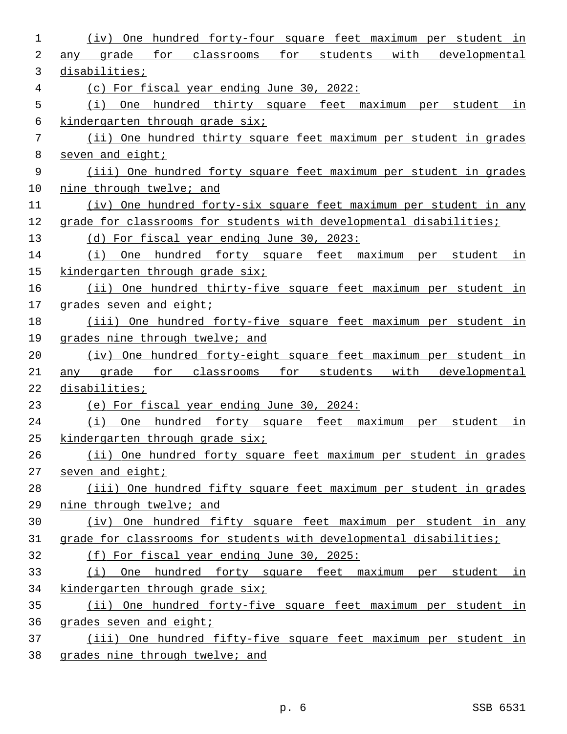(iv) One hundred forty-four square feet maximum per student in any grade for classrooms for students with developmental disabilities;

(c) For fiscal year ending June 30, 2022:

(i) One hundred thirty square feet maximum per student in kindergarten through grade six;

(ii) One hundred thirty square feet maximum per student in grades seven and eight;

(iii) One hundred forty square feet maximum per student in grades nine through twelve; and

(iv) One hundred forty-six square feet maximum per student in any grade for classrooms for students with developmental disabilities;

(d) For fiscal year ending June 30, 2023:

(i) One hundred forty square feet maximum per student in kindergarten through grade six;

(ii) One hundred thirty-five square feet maximum per student in grades seven and eight;

(iii) One hundred forty-five square feet maximum per student in grades nine through twelve; and

(iv) One hundred forty-eight square feet maximum per student in any grade for classrooms for students with developmental disabilities;

(e) For fiscal year ending June 30, 2024:

(i) One hundred forty square feet maximum per student in kindergarten through grade six;

(ii) One hundred forty square feet maximum per student in grades seven and eight;

(iii) One hundred fifty square feet maximum per student in grades nine through twelve; and

(iv) One hundred fifty square feet maximum per student in any grade for classrooms for students with developmental disabilities;

(f) For fiscal year ending June 30, 2025:

(i) One hundred forty square feet maximum per student in kindergarten through grade six;

(ii) One hundred forty-five square feet maximum per student in grades seven and eight;

(iii) One hundred fifty-five square feet maximum per student in grades nine through twelve; and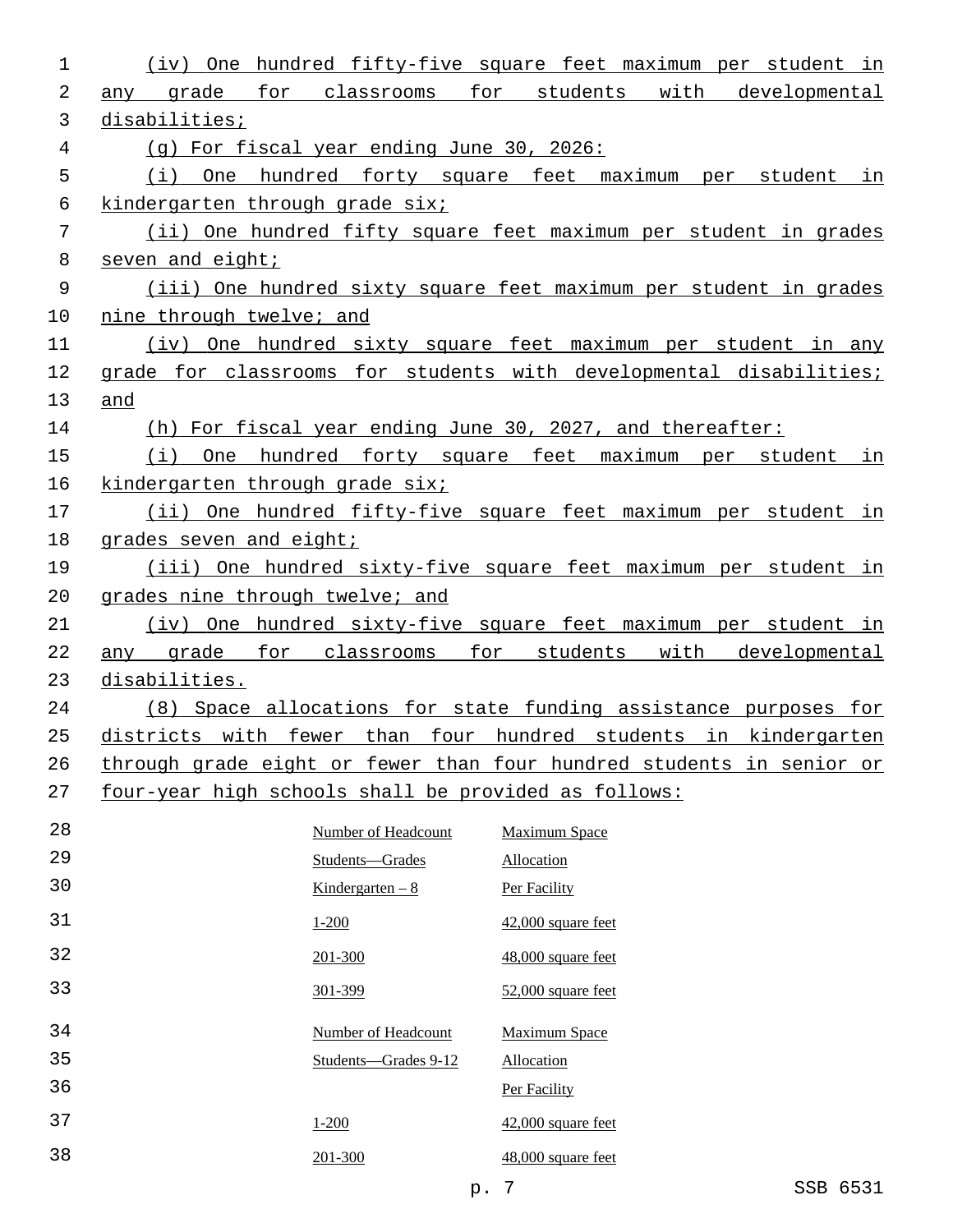(iv) One hundred fifty-five square feet maximum per student in any grade for classrooms for students with developmental disabilities;

(g) For fiscal year ending June 30, 2026:

(i) One hundred forty square feet maximum per student in kindergarten through grade six;

(ii) One hundred fifty square feet maximum per student in grades seven and eight;

(iii) One hundred sixty square feet maximum per student in grades nine through twelve; and

(iv) One hundred sixty square feet maximum per student in any grade for classrooms for students with developmental disabilities; and

(h) For fiscal year ending June 30, 2027, and thereafter:

(i) One hundred forty square feet maximum per student in kindergarten through grade six;

(ii) One hundred fifty-five square feet maximum per student in grades seven and eight;

(iii) One hundred sixty-five square feet maximum per student in grades nine through twelve; and

(iv) One hundred sixty-five square feet maximum per student in any grade for classrooms for students with developmental disabilities.

(8) Space allocations for state funding assistance purposes for districts with fewer than four hundred students in kindergarten through grade eight or fewer than four hundred students in senior or four-year high schools shall be provided as follows:

| Number of Headcount Students—Grades Kindergarten – 8 | Maximum Space Allocation Per Facility |
|---|---|
| 1-200 | 42,000 square feet |
| 201-300 | 48,000 square feet |
| 301-399 | 52,000 square feet |

| Number of Headcount Students—Grades 9-12 | Maximum Space Allocation Per Facility |
|---|---|
| 1-200 | 42,000 square feet |
| 201-300 | 48,000 square feet |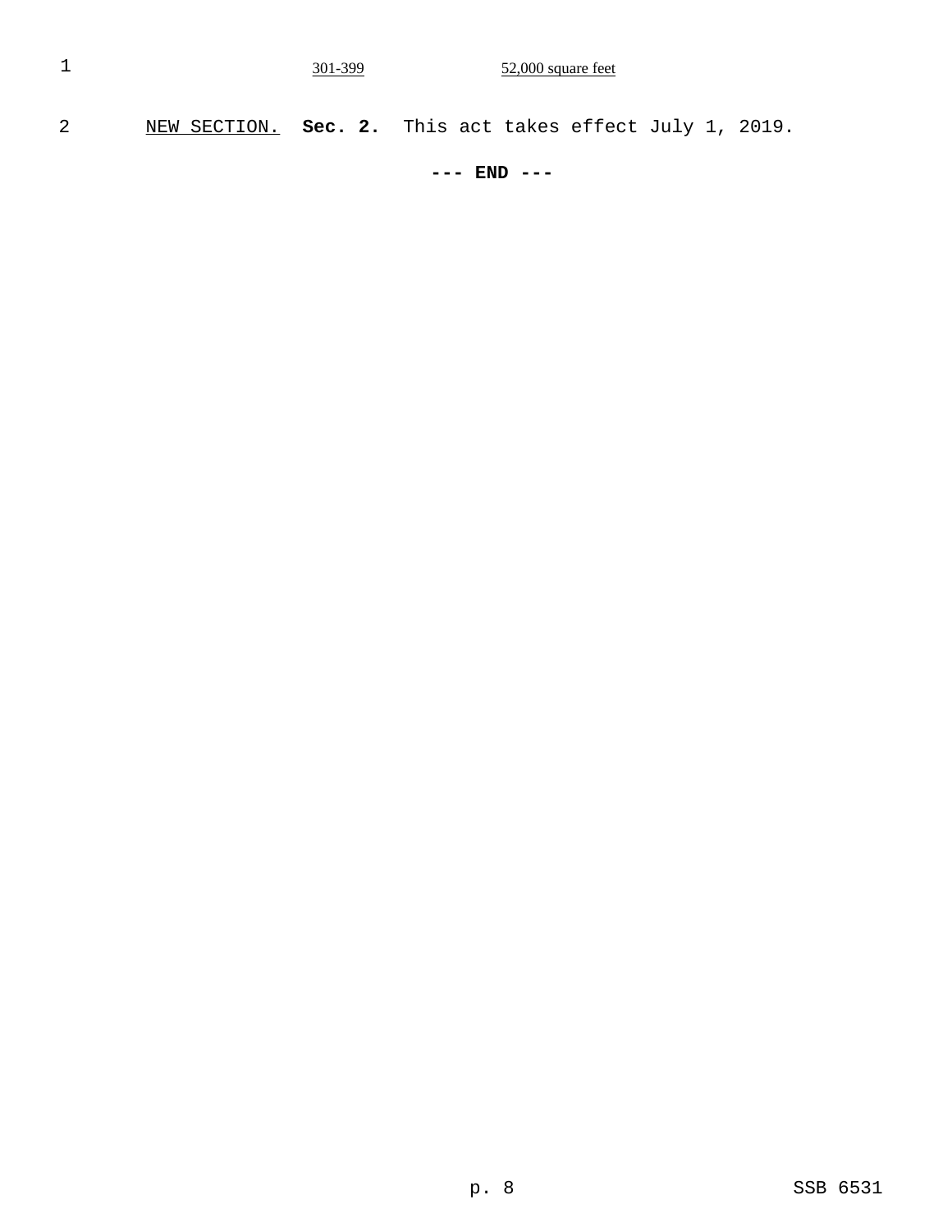| | |
|---|---|
| 301-399 | 52,000 square feet |

NEW SECTION. **Sec. 2.** This act takes effect July 1, 2019.

**--- END ---**